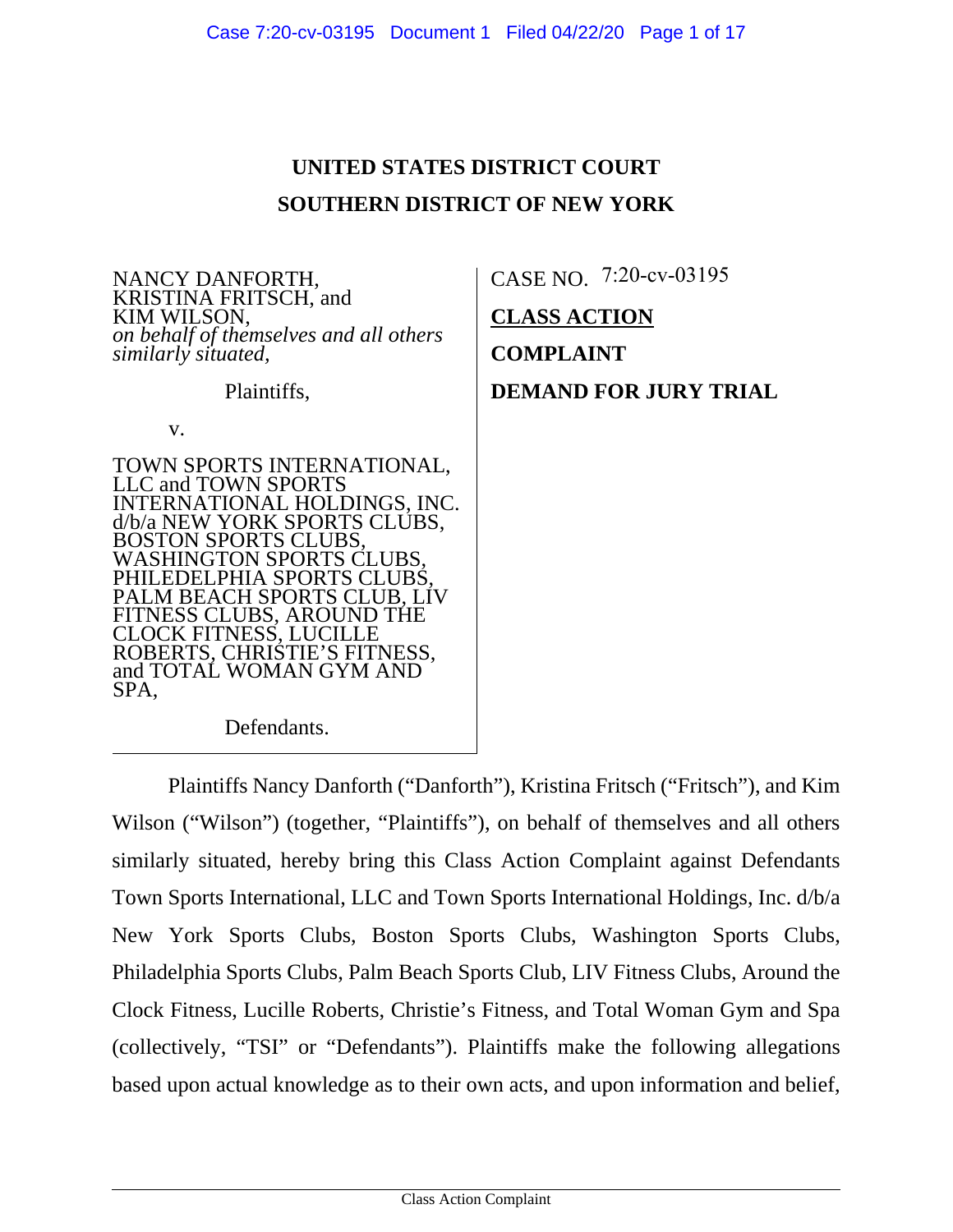# UNITED STATES DISTRICT COURT
# SOUTHERN DISTRICT OF NEW YORK

NANCY DANFORTH, KRISTINA FRITSCH, and KIM WILSON, *on behalf of themselves and all others similarly situated,*

Plaintiffs,

v.

TOWN SPORTS INTERNATIONAL, LLC and TOWN SPORTS INTERNATIONAL HOLDINGS, INC. d/b/a NEW YORK SPORTS CLUBS, BOSTON SPORTS CLUBS, WASHINGTON SPORTS CLUBS, PHILEDELPHIA SPORTS CLUBS, PALM BEACH SPORTS CLUB, LIV FITNESS CLUBS, AROUND THE CLOCK FITNESS, LUCILLE ROBERTS, CHRISTIE'S FITNESS, and TOTAL WOMAN GYM AND SPA,

Defendants.

CASE NO. 7:20-cv-03195

**CLASS ACTION**

**COMPLAINT**

**DEMAND FOR JURY TRIAL**

Plaintiffs Nancy Danforth ("Danforth"), Kristina Fritsch ("Fritsch"), and Kim Wilson ("Wilson") (together, "Plaintiffs"), on behalf of themselves and all others similarly situated, hereby bring this Class Action Complaint against Defendants Town Sports International, LLC and Town Sports International Holdings, Inc. d/b/a New York Sports Clubs, Boston Sports Clubs, Washington Sports Clubs, Philadelphia Sports Clubs, Palm Beach Sports Club, LIV Fitness Clubs, Around the Clock Fitness, Lucille Roberts, Christie's Fitness, and Total Woman Gym and Spa (collectively, "TSI" or "Defendants"). Plaintiffs make the following allegations based upon actual knowledge as to their own acts, and upon information and belief,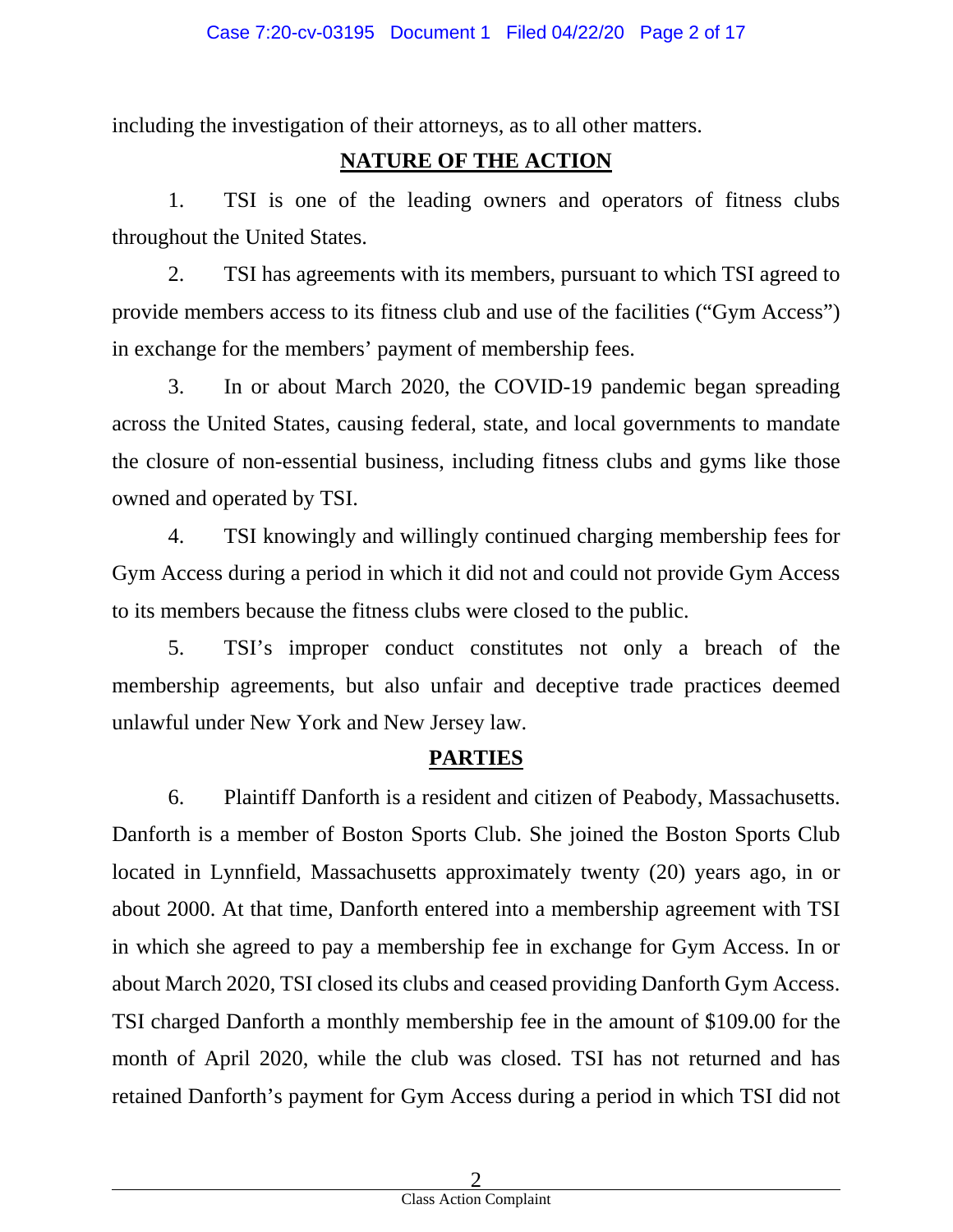including the investigation of their attorneys, as to all other matters.

## NATURE OF THE ACTION

1. TSI is one of the leading owners and operators of fitness clubs throughout the United States.

2. TSI has agreements with its members, pursuant to which TSI agreed to provide members access to its fitness club and use of the facilities ("Gym Access") in exchange for the members' payment of membership fees.

3. In or about March 2020, the COVID-19 pandemic began spreading across the United States, causing federal, state, and local governments to mandate the closure of non-essential business, including fitness clubs and gyms like those owned and operated by TSI.

4. TSI knowingly and willingly continued charging membership fees for Gym Access during a period in which it did not and could not provide Gym Access to its members because the fitness clubs were closed to the public.

5. TSI's improper conduct constitutes not only a breach of the membership agreements, but also unfair and deceptive trade practices deemed unlawful under New York and New Jersey law.

## PARTIES

6. Plaintiff Danforth is a resident and citizen of Peabody, Massachusetts. Danforth is a member of Boston Sports Club. She joined the Boston Sports Club located in Lynnfield, Massachusetts approximately twenty (20) years ago, in or about 2000. At that time, Danforth entered into a membership agreement with TSI in which she agreed to pay a membership fee in exchange for Gym Access. In or about March 2020, TSI closed its clubs and ceased providing Danforth Gym Access. TSI charged Danforth a monthly membership fee in the amount of $109.00 for the month of April 2020, while the club was closed. TSI has not returned and has retained Danforth's payment for Gym Access during a period in which TSI did not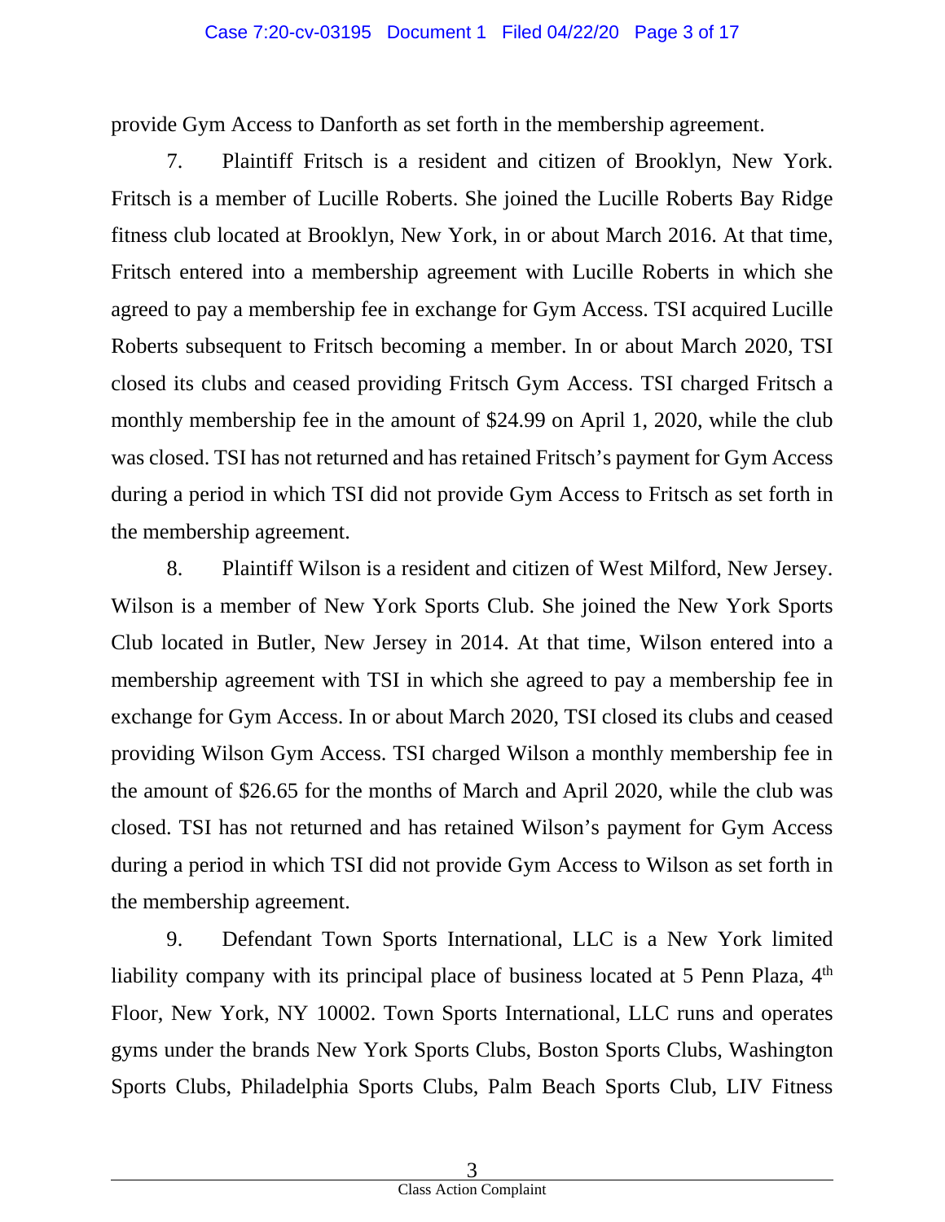provide Gym Access to Danforth as set forth in the membership agreement.

7. Plaintiff Fritsch is a resident and citizen of Brooklyn, New York. Fritsch is a member of Lucille Roberts. She joined the Lucille Roberts Bay Ridge fitness club located at Brooklyn, New York, in or about March 2016. At that time, Fritsch entered into a membership agreement with Lucille Roberts in which she agreed to pay a membership fee in exchange for Gym Access. TSI acquired Lucille Roberts subsequent to Fritsch becoming a member. In or about March 2020, TSI closed its clubs and ceased providing Fritsch Gym Access. TSI charged Fritsch a monthly membership fee in the amount of $24.99 on April 1, 2020, while the club was closed. TSI has not returned and has retained Fritsch's payment for Gym Access during a period in which TSI did not provide Gym Access to Fritsch as set forth in the membership agreement.

8. Plaintiff Wilson is a resident and citizen of West Milford, New Jersey. Wilson is a member of New York Sports Club. She joined the New York Sports Club located in Butler, New Jersey in 2014. At that time, Wilson entered into a membership agreement with TSI in which she agreed to pay a membership fee in exchange for Gym Access. In or about March 2020, TSI closed its clubs and ceased providing Wilson Gym Access. TSI charged Wilson a monthly membership fee in the amount of $26.65 for the months of March and April 2020, while the club was closed. TSI has not returned and has retained Wilson's payment for Gym Access during a period in which TSI did not provide Gym Access to Wilson as set forth in the membership agreement.

9. Defendant Town Sports International, LLC is a New York limited liability company with its principal place of business located at 5 Penn Plaza, 4th Floor, New York, NY 10002. Town Sports International, LLC runs and operates gyms under the brands New York Sports Clubs, Boston Sports Clubs, Washington Sports Clubs, Philadelphia Sports Clubs, Palm Beach Sports Club, LIV Fitness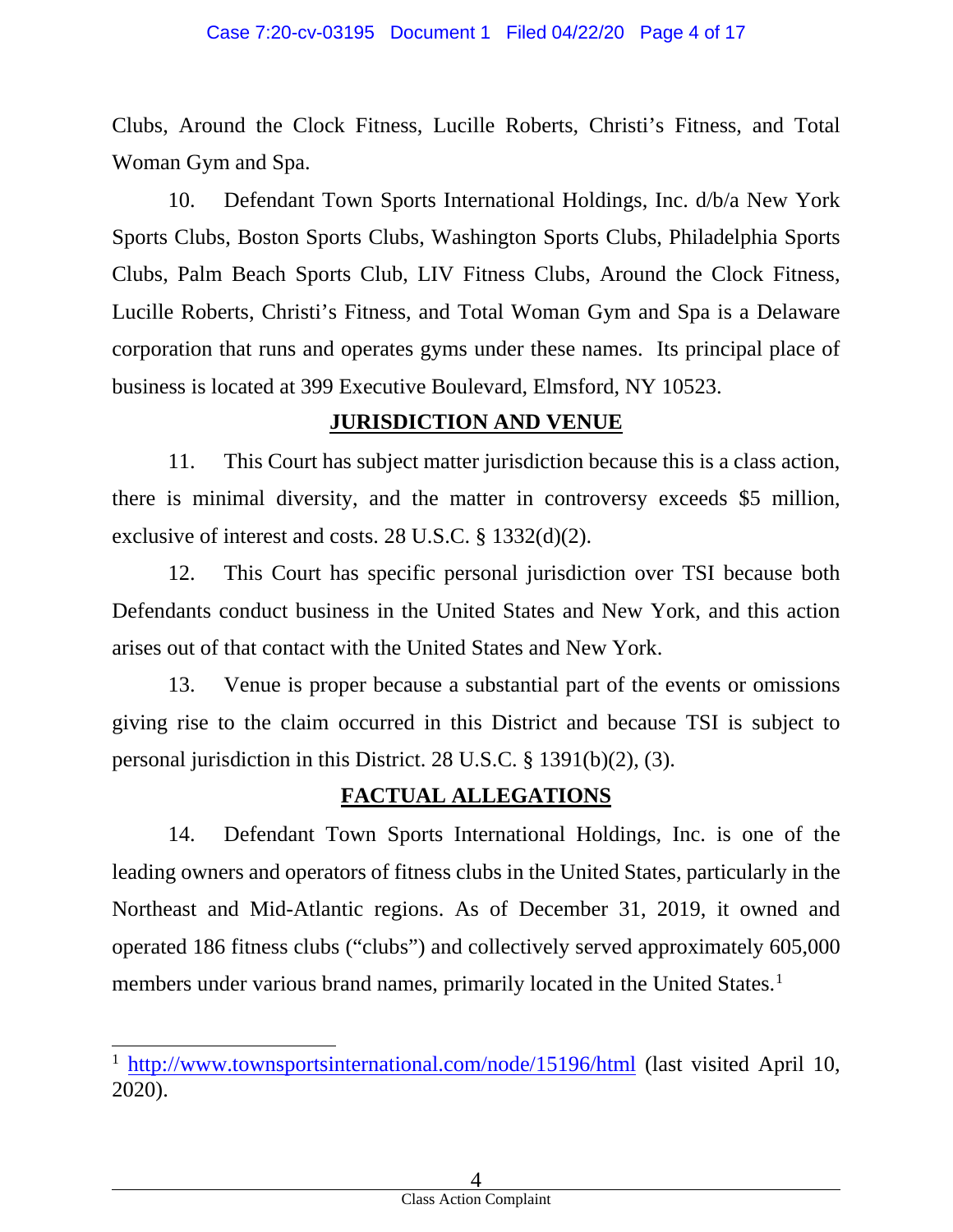Clubs, Around the Clock Fitness, Lucille Roberts, Christi's Fitness, and Total Woman Gym and Spa.

10. Defendant Town Sports International Holdings, Inc. d/b/a New York Sports Clubs, Boston Sports Clubs, Washington Sports Clubs, Philadelphia Sports Clubs, Palm Beach Sports Club, LIV Fitness Clubs, Around the Clock Fitness, Lucille Roberts, Christi's Fitness, and Total Woman Gym and Spa is a Delaware corporation that runs and operates gyms under these names. Its principal place of business is located at 399 Executive Boulevard, Elmsford, NY 10523.

## JURISDICTION AND VENUE

11. This Court has subject matter jurisdiction because this is a class action, there is minimal diversity, and the matter in controversy exceeds $5 million, exclusive of interest and costs. 28 U.S.C. § 1332(d)(2).

12. This Court has specific personal jurisdiction over TSI because both Defendants conduct business in the United States and New York, and this action arises out of that contact with the United States and New York.

13. Venue is proper because a substantial part of the events or omissions giving rise to the claim occurred in this District and because TSI is subject to personal jurisdiction in this District. 28 U.S.C. § 1391(b)(2), (3).

## FACTUAL ALLEGATIONS

14. Defendant Town Sports International Holdings, Inc. is one of the leading owners and operators of fitness clubs in the United States, particularly in the Northeast and Mid-Atlantic regions. As of December 31, 2019, it owned and operated 186 fitness clubs ("clubs") and collectively served approximately 605,000 members under various brand names, primarily located in the United States.[1]

[1] http://www.townsportsinternational.com/node/15196/html (last visited April 10, 2020).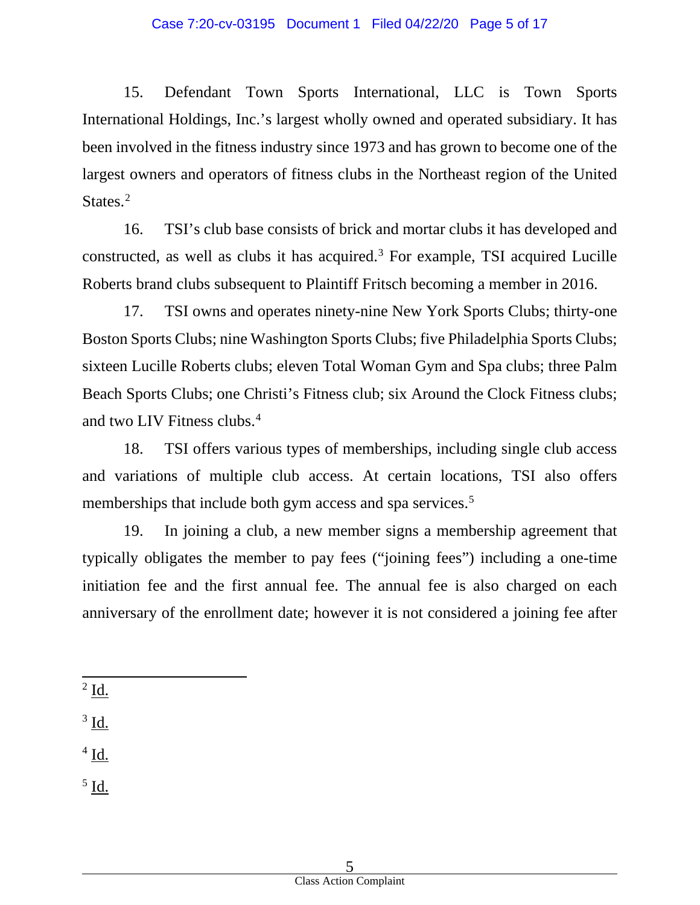15. Defendant Town Sports International, LLC is Town Sports International Holdings, Inc.'s largest wholly owned and operated subsidiary. It has been involved in the fitness industry since 1973 and has grown to become one of the largest owners and operators of fitness clubs in the Northeast region of the United States.[2]

16. TSI's club base consists of brick and mortar clubs it has developed and constructed, as well as clubs it has acquired.[3] For example, TSI acquired Lucille Roberts brand clubs subsequent to Plaintiff Fritsch becoming a member in 2016.

17. TSI owns and operates ninety-nine New York Sports Clubs; thirty-one Boston Sports Clubs; nine Washington Sports Clubs; five Philadelphia Sports Clubs; sixteen Lucille Roberts clubs; eleven Total Woman Gym and Spa clubs; three Palm Beach Sports Clubs; one Christi's Fitness club; six Around the Clock Fitness clubs; and two LIV Fitness clubs.[4]

18. TSI offers various types of memberships, including single club access and variations of multiple club access. At certain locations, TSI also offers memberships that include both gym access and spa services.[5]

19. In joining a club, a new member signs a membership agreement that typically obligates the member to pay fees ("joining fees") including a one-time initiation fee and the first annual fee. The annual fee is also charged on each anniversary of the enrollment date; however it is not considered a joining fee after

---

[2] Id.

[3] Id.

[4] Id.

[5] Id.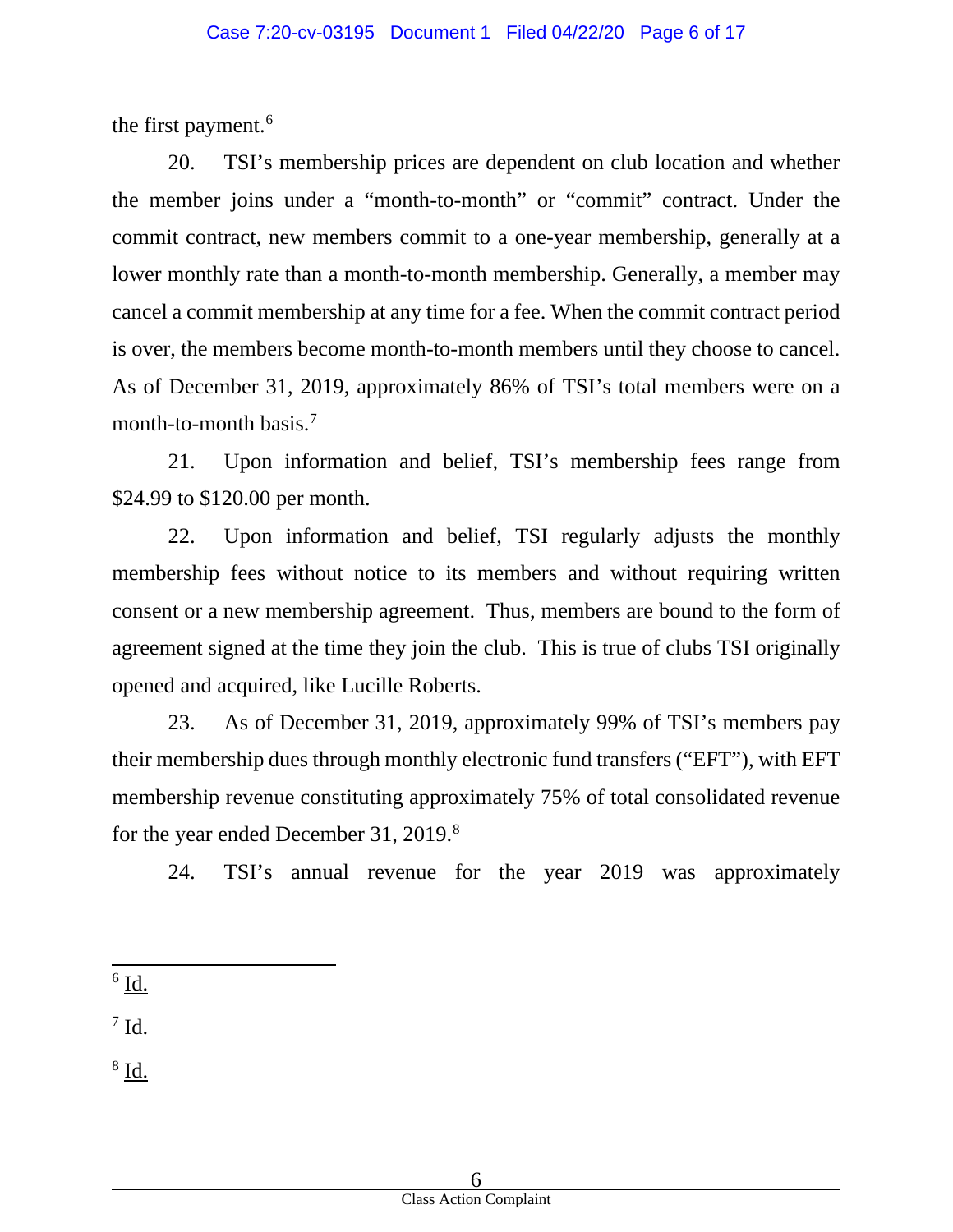the first payment.[6]

20. TSI's membership prices are dependent on club location and whether the member joins under a "month-to-month" or "commit" contract. Under the commit contract, new members commit to a one-year membership, generally at a lower monthly rate than a month-to-month membership. Generally, a member may cancel a commit membership at any time for a fee. When the commit contract period is over, the members become month-to-month members until they choose to cancel. As of December 31, 2019, approximately 86% of TSI's total members were on a month-to-month basis.[7]

21. Upon information and belief, TSI's membership fees range from $24.99 to $120.00 per month.

22. Upon information and belief, TSI regularly adjusts the monthly membership fees without notice to its members and without requiring written consent or a new membership agreement. Thus, members are bound to the form of agreement signed at the time they join the club. This is true of clubs TSI originally opened and acquired, like Lucille Roberts.

23. As of December 31, 2019, approximately 99% of TSI's members pay their membership dues through monthly electronic fund transfers ("EFT"), with EFT membership revenue constituting approximately 75% of total consolidated revenue for the year ended December 31, 2019.[8]

24. TSI's annual revenue for the year 2019 was approximately

---

[6] Id.

[7] Id.

[8] Id.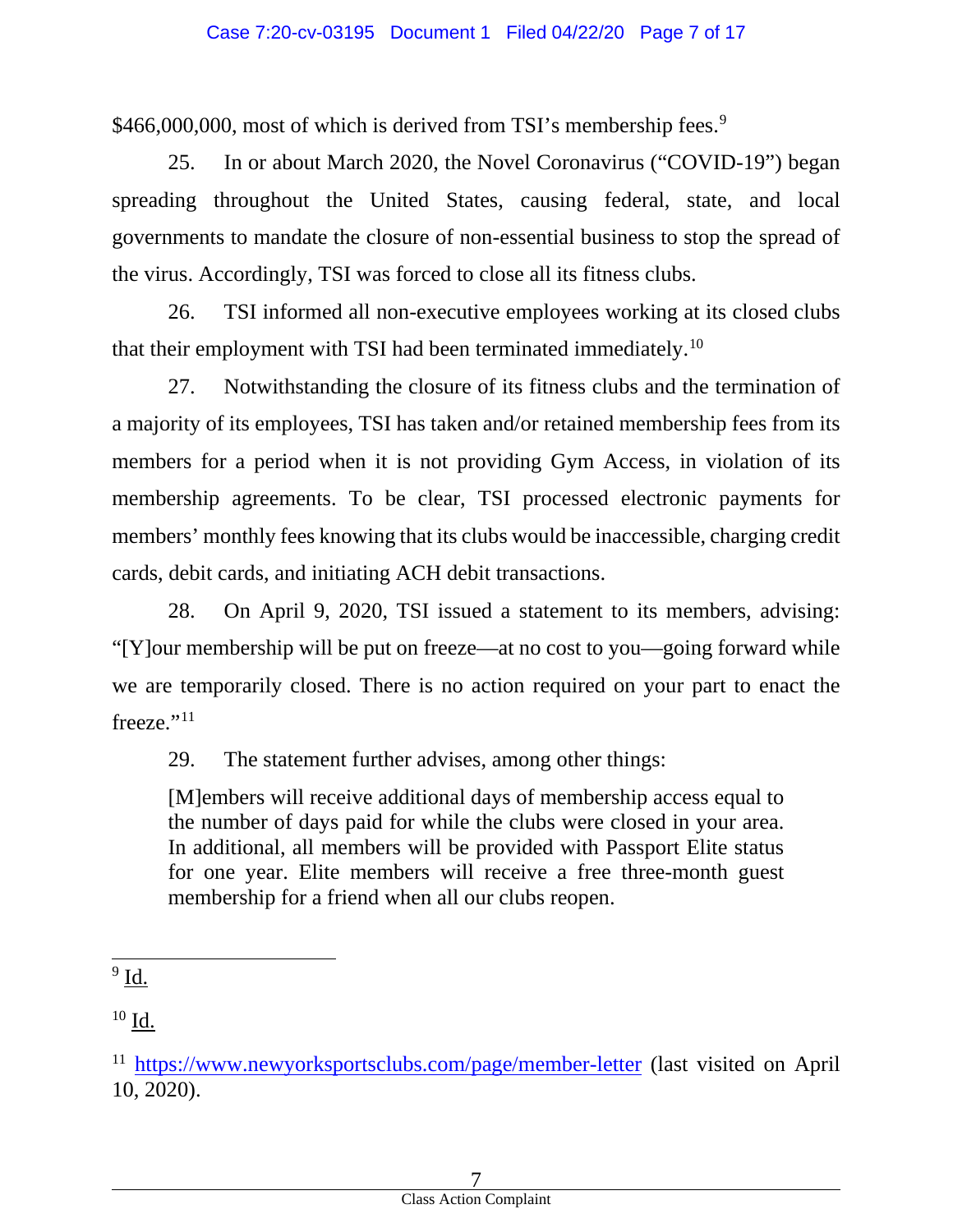$466,000,000, most of which is derived from TSI's membership fees.[9]

25. In or about March 2020, the Novel Coronavirus ("COVID-19") began spreading throughout the United States, causing federal, state, and local governments to mandate the closure of non-essential business to stop the spread of the virus. Accordingly, TSI was forced to close all its fitness clubs.

26. TSI informed all non-executive employees working at its closed clubs that their employment with TSI had been terminated immediately.[10]

27. Notwithstanding the closure of its fitness clubs and the termination of a majority of its employees, TSI has taken and/or retained membership fees from its members for a period when it is not providing Gym Access, in violation of its membership agreements. To be clear, TSI processed electronic payments for members' monthly fees knowing that its clubs would be inaccessible, charging credit cards, debit cards, and initiating ACH debit transactions.

28. On April 9, 2020, TSI issued a statement to its members, advising: "[Y]our membership will be put on freeze—at no cost to you—going forward while we are temporarily closed. There is no action required on your part to enact the freeze."[11]

29. The statement further advises, among other things:

> [M]embers will receive additional days of membership access equal to the number of days paid for while the clubs were closed in your area. In additional, all members will be provided with Passport Elite status for one year. Elite members will receive a free three-month guest membership for a friend when all our clubs reopen.

---

[9] Id.

[10] Id.

[11] https://www.newyorksportsclubs.com/page/member-letter (last visited on April 10, 2020).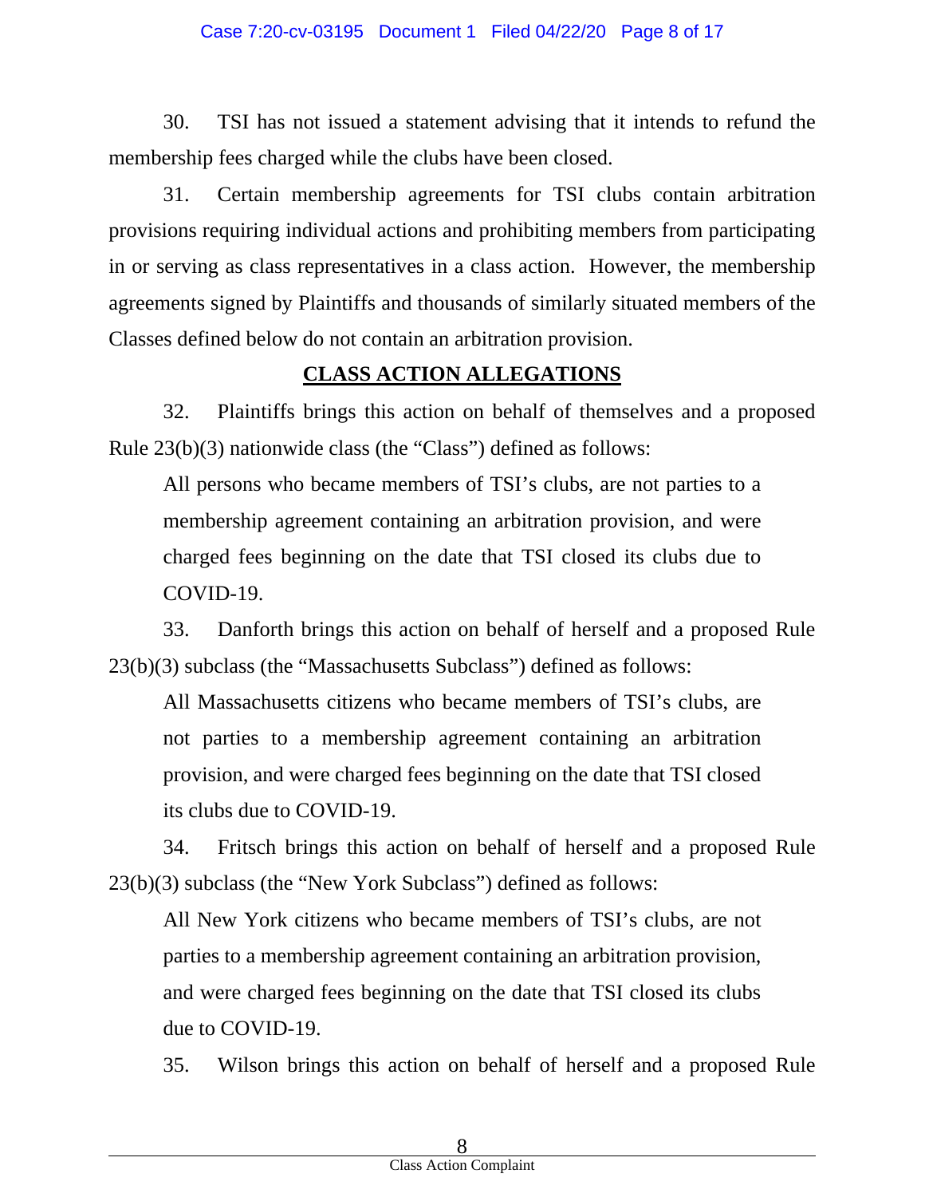30. TSI has not issued a statement advising that it intends to refund the membership fees charged while the clubs have been closed.

31. Certain membership agreements for TSI clubs contain arbitration provisions requiring individual actions and prohibiting members from participating in or serving as class representatives in a class action. However, the membership agreements signed by Plaintiffs and thousands of similarly situated members of the Classes defined below do not contain an arbitration provision.

## CLASS ACTION ALLEGATIONS

32. Plaintiffs brings this action on behalf of themselves and a proposed Rule 23(b)(3) nationwide class (the "Class") defined as follows:

> All persons who became members of TSI's clubs, are not parties to a membership agreement containing an arbitration provision, and were charged fees beginning on the date that TSI closed its clubs due to COVID-19.

33. Danforth brings this action on behalf of herself and a proposed Rule 23(b)(3) subclass (the "Massachusetts Subclass") defined as follows:

> All Massachusetts citizens who became members of TSI's clubs, are not parties to a membership agreement containing an arbitration provision, and were charged fees beginning on the date that TSI closed its clubs due to COVID-19.

34. Fritsch brings this action on behalf of herself and a proposed Rule 23(b)(3) subclass (the "New York Subclass") defined as follows:

> All New York citizens who became members of TSI's clubs, are not parties to a membership agreement containing an arbitration provision, and were charged fees beginning on the date that TSI closed its clubs due to COVID-19.

35. Wilson brings this action on behalf of herself and a proposed Rule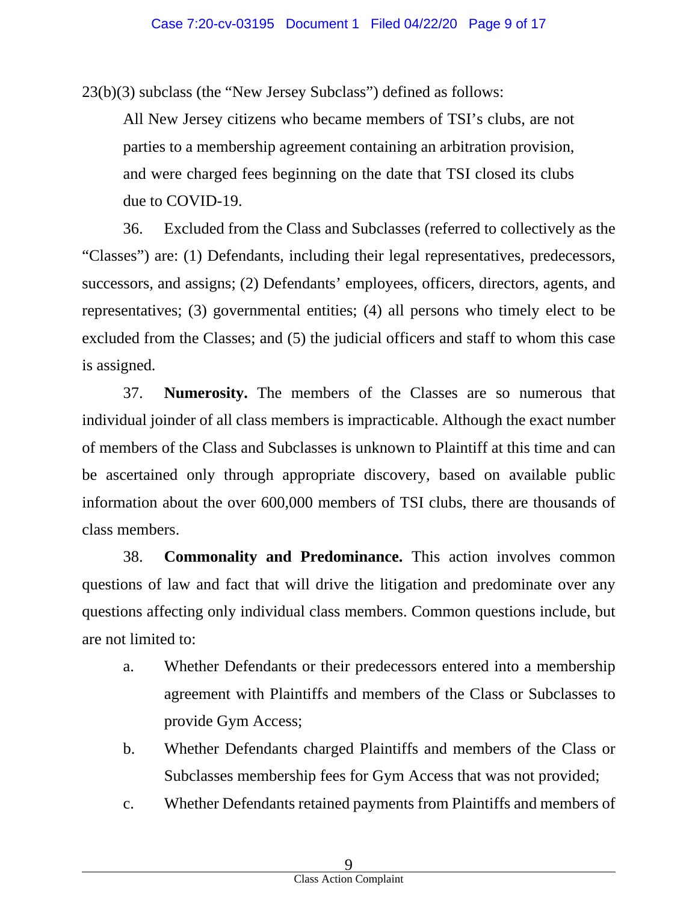23(b)(3) subclass (the "New Jersey Subclass") defined as follows:

> All New Jersey citizens who became members of TSI's clubs, are not parties to a membership agreement containing an arbitration provision, and were charged fees beginning on the date that TSI closed its clubs due to COVID-19.

36. Excluded from the Class and Subclasses (referred to collectively as the "Classes") are: (1) Defendants, including their legal representatives, predecessors, successors, and assigns; (2) Defendants' employees, officers, directors, agents, and representatives; (3) governmental entities; (4) all persons who timely elect to be excluded from the Classes; and (5) the judicial officers and staff to whom this case is assigned.

37. **Numerosity.** The members of the Classes are so numerous that individual joinder of all class members is impracticable. Although the exact number of members of the Class and Subclasses is unknown to Plaintiff at this time and can be ascertained only through appropriate discovery, based on available public information about the over 600,000 members of TSI clubs, there are thousands of class members.

38. **Commonality and Predominance.** This action involves common questions of law and fact that will drive the litigation and predominate over any questions affecting only individual class members. Common questions include, but are not limited to:

a. Whether Defendants or their predecessors entered into a membership agreement with Plaintiffs and members of the Class or Subclasses to provide Gym Access;

b. Whether Defendants charged Plaintiffs and members of the Class or Subclasses membership fees for Gym Access that was not provided;

c. Whether Defendants retained payments from Plaintiffs and members of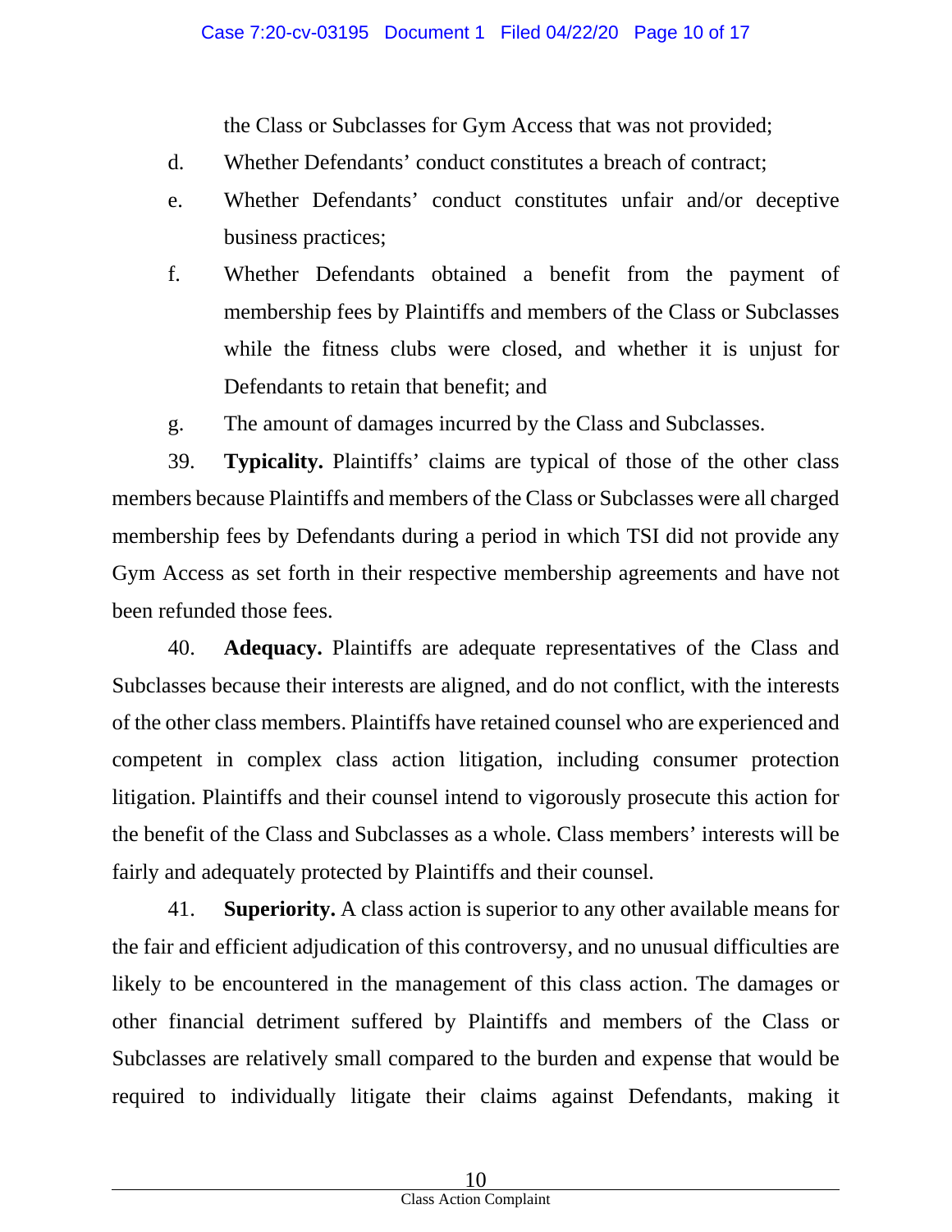the Class or Subclasses for Gym Access that was not provided;

d. Whether Defendants' conduct constitutes a breach of contract;

e. Whether Defendants' conduct constitutes unfair and/or deceptive business practices;

f. Whether Defendants obtained a benefit from the payment of membership fees by Plaintiffs and members of the Class or Subclasses while the fitness clubs were closed, and whether it is unjust for Defendants to retain that benefit; and

g. The amount of damages incurred by the Class and Subclasses.

39. **Typicality.** Plaintiffs' claims are typical of those of the other class members because Plaintiffs and members of the Class or Subclasses were all charged membership fees by Defendants during a period in which TSI did not provide any Gym Access as set forth in their respective membership agreements and have not been refunded those fees.

40. **Adequacy.** Plaintiffs are adequate representatives of the Class and Subclasses because their interests are aligned, and do not conflict, with the interests of the other class members. Plaintiffs have retained counsel who are experienced and competent in complex class action litigation, including consumer protection litigation. Plaintiffs and their counsel intend to vigorously prosecute this action for the benefit of the Class and Subclasses as a whole. Class members' interests will be fairly and adequately protected by Plaintiffs and their counsel.

41. **Superiority.** A class action is superior to any other available means for the fair and efficient adjudication of this controversy, and no unusual difficulties are likely to be encountered in the management of this class action. The damages or other financial detriment suffered by Plaintiffs and members of the Class or Subclasses are relatively small compared to the burden and expense that would be required to individually litigate their claims against Defendants, making it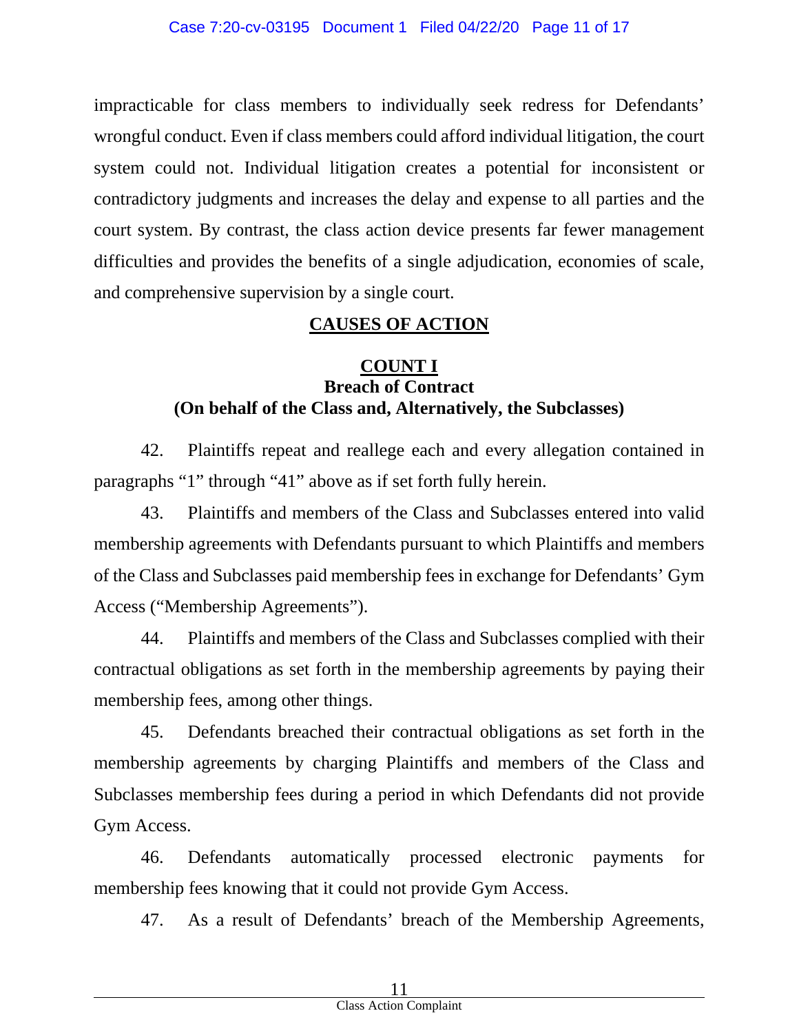impracticable for class members to individually seek redress for Defendants' wrongful conduct. Even if class members could afford individual litigation, the court system could not. Individual litigation creates a potential for inconsistent or contradictory judgments and increases the delay and expense to all parties and the court system. By contrast, the class action device presents far fewer management difficulties and provides the benefits of a single adjudication, economies of scale, and comprehensive supervision by a single court.

## CAUSES OF ACTION

### COUNT I
### Breach of Contract
### (On behalf of the Class and, Alternatively, the Subclasses)

42. Plaintiffs repeat and reallege each and every allegation contained in paragraphs "1" through "41" above as if set forth fully herein.

43. Plaintiffs and members of the Class and Subclasses entered into valid membership agreements with Defendants pursuant to which Plaintiffs and members of the Class and Subclasses paid membership fees in exchange for Defendants' Gym Access ("Membership Agreements").

44. Plaintiffs and members of the Class and Subclasses complied with their contractual obligations as set forth in the membership agreements by paying their membership fees, among other things.

45. Defendants breached their contractual obligations as set forth in the membership agreements by charging Plaintiffs and members of the Class and Subclasses membership fees during a period in which Defendants did not provide Gym Access.

46. Defendants automatically processed electronic payments for membership fees knowing that it could not provide Gym Access.

47. As a result of Defendants' breach of the Membership Agreements,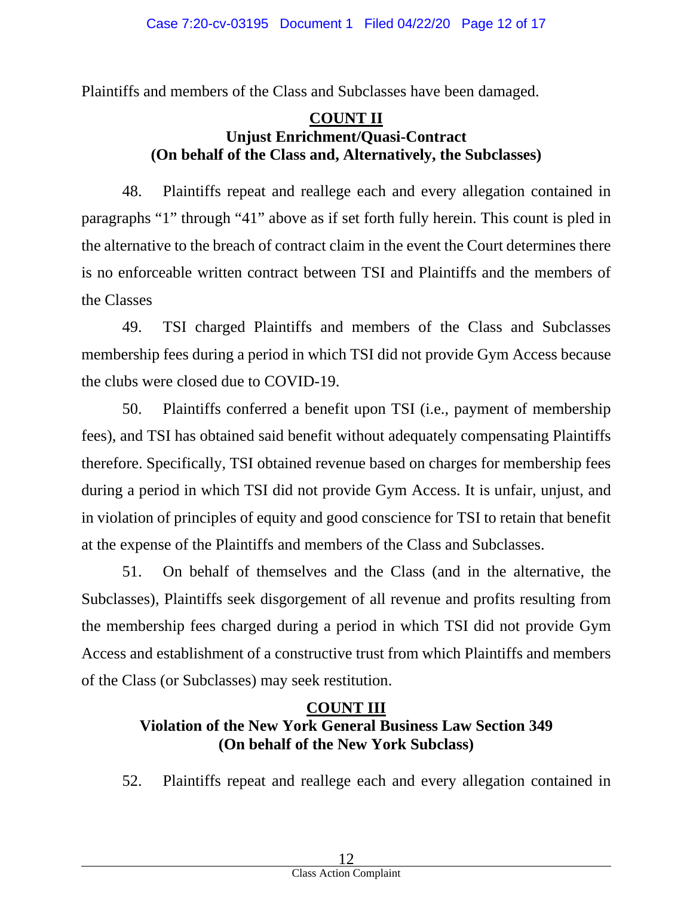Plaintiffs and members of the Class and Subclasses have been damaged.

**COUNT II**
**Unjust Enrichment/Quasi-Contract**
**(On behalf of the Class and, Alternatively, the Subclasses)**

48. Plaintiffs repeat and reallege each and every allegation contained in paragraphs "1" through "41" above as if set forth fully herein. This count is pled in the alternative to the breach of contract claim in the event the Court determines there is no enforceable written contract between TSI and Plaintiffs and the members of the Classes

49. TSI charged Plaintiffs and members of the Class and Subclasses membership fees during a period in which TSI did not provide Gym Access because the clubs were closed due to COVID-19.

50. Plaintiffs conferred a benefit upon TSI (i.e., payment of membership fees), and TSI has obtained said benefit without adequately compensating Plaintiffs therefore. Specifically, TSI obtained revenue based on charges for membership fees during a period in which TSI did not provide Gym Access. It is unfair, unjust, and in violation of principles of equity and good conscience for TSI to retain that benefit at the expense of the Plaintiffs and members of the Class and Subclasses.

51. On behalf of themselves and the Class (and in the alternative, the Subclasses), Plaintiffs seek disgorgement of all revenue and profits resulting from the membership fees charged during a period in which TSI did not provide Gym Access and establishment of a constructive trust from which Plaintiffs and members of the Class (or Subclasses) may seek restitution.

**COUNT III**
**Violation of the New York General Business Law Section 349**
**(On behalf of the New York Subclass)**

52. Plaintiffs repeat and reallege each and every allegation contained in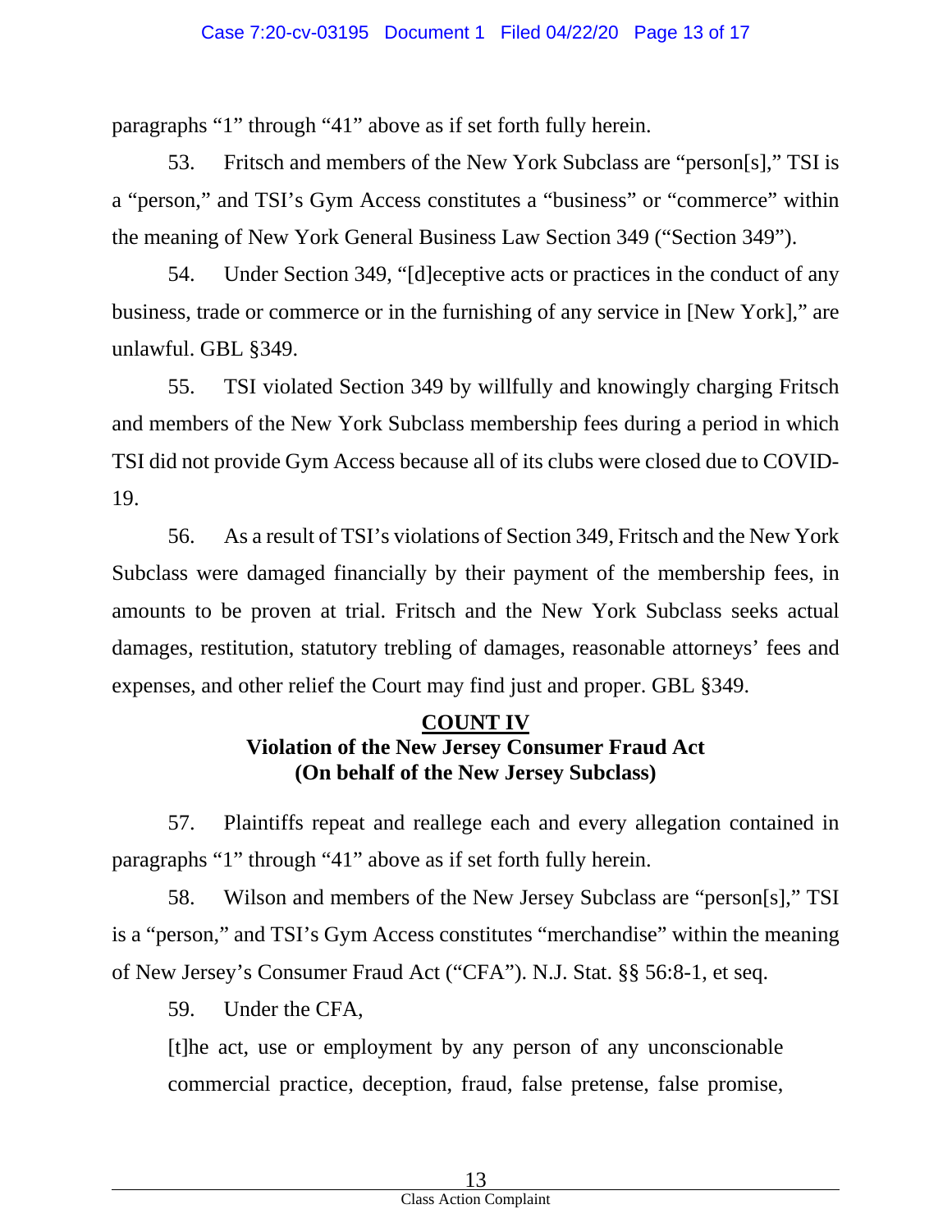paragraphs "1" through "41" above as if set forth fully herein.

53. Fritsch and members of the New York Subclass are "person[s]," TSI is a "person," and TSI's Gym Access constitutes a "business" or "commerce" within the meaning of New York General Business Law Section 349 ("Section 349").

54. Under Section 349, "[d]eceptive acts or practices in the conduct of any business, trade or commerce or in the furnishing of any service in [New York]," are unlawful. GBL §349.

55. TSI violated Section 349 by willfully and knowingly charging Fritsch and members of the New York Subclass membership fees during a period in which TSI did not provide Gym Access because all of its clubs were closed due to COVID-19.

56. As a result of TSI's violations of Section 349, Fritsch and the New York Subclass were damaged financially by their payment of the membership fees, in amounts to be proven at trial. Fritsch and the New York Subclass seeks actual damages, restitution, statutory trebling of damages, reasonable attorneys' fees and expenses, and other relief the Court may find just and proper. GBL §349.

## COUNT IV
**Violation of the New Jersey Consumer Fraud Act**
**(On behalf of the New Jersey Subclass)**

57. Plaintiffs repeat and reallege each and every allegation contained in paragraphs "1" through "41" above as if set forth fully herein.

58. Wilson and members of the New Jersey Subclass are "person[s]," TSI is a "person," and TSI's Gym Access constitutes "merchandise" within the meaning of New Jersey's Consumer Fraud Act ("CFA"). N.J. Stat. §§ 56:8-1, et seq.

59. Under the CFA,

> [t]he act, use or employment by any person of any unconscionable commercial practice, deception, fraud, false pretense, false promise,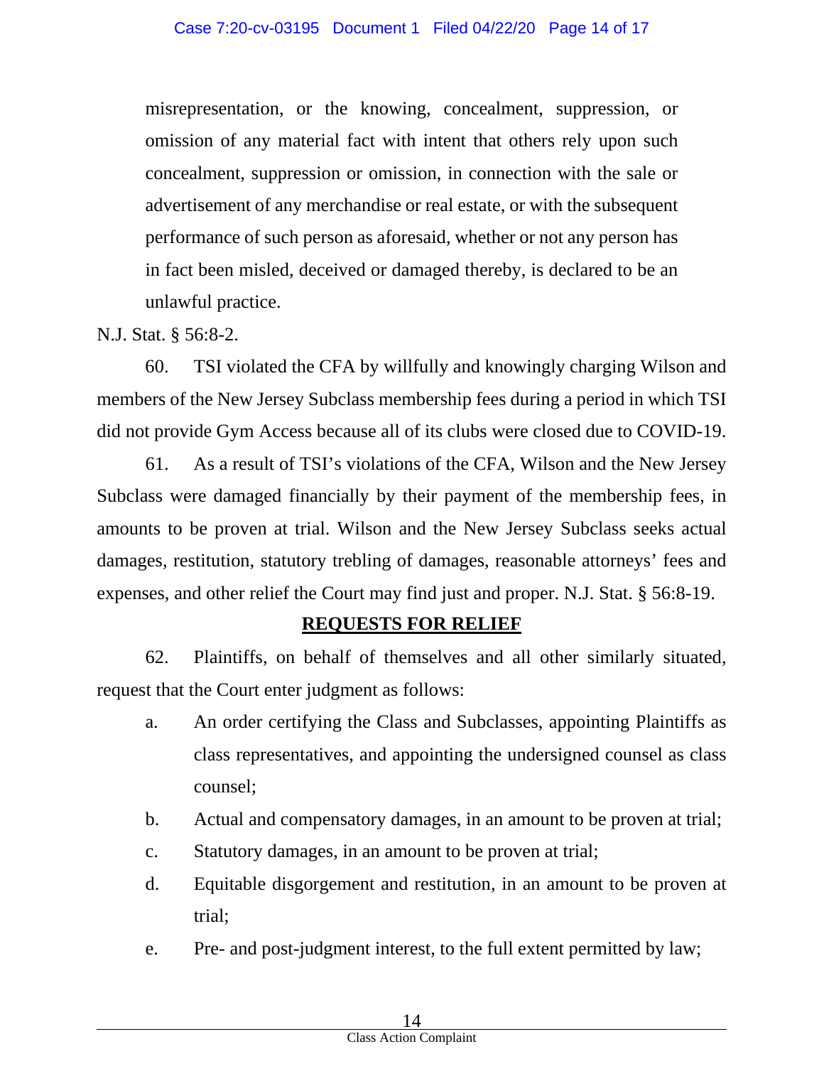> misrepresentation, or the knowing, concealment, suppression, or omission of any material fact with intent that others rely upon such concealment, suppression or omission, in connection with the sale or advertisement of any merchandise or real estate, or with the subsequent performance of such person as aforesaid, whether or not any person has in fact been misled, deceived or damaged thereby, is declared to be an unlawful practice.

N.J. Stat. § 56:8-2.

60. TSI violated the CFA by willfully and knowingly charging Wilson and members of the New Jersey Subclass membership fees during a period in which TSI did not provide Gym Access because all of its clubs were closed due to COVID-19.

61. As a result of TSI's violations of the CFA, Wilson and the New Jersey Subclass were damaged financially by their payment of the membership fees, in amounts to be proven at trial. Wilson and the New Jersey Subclass seeks actual damages, restitution, statutory trebling of damages, reasonable attorneys' fees and expenses, and other relief the Court may find just and proper. N.J. Stat. § 56:8-19.

## REQUESTS FOR RELIEF

62. Plaintiffs, on behalf of themselves and all other similarly situated, request that the Court enter judgment as follows:

a. An order certifying the Class and Subclasses, appointing Plaintiffs as class representatives, and appointing the undersigned counsel as class counsel;

b. Actual and compensatory damages, in an amount to be proven at trial;

c. Statutory damages, in an amount to be proven at trial;

d. Equitable disgorgement and restitution, in an amount to be proven at trial;

e. Pre- and post-judgment interest, to the full extent permitted by law;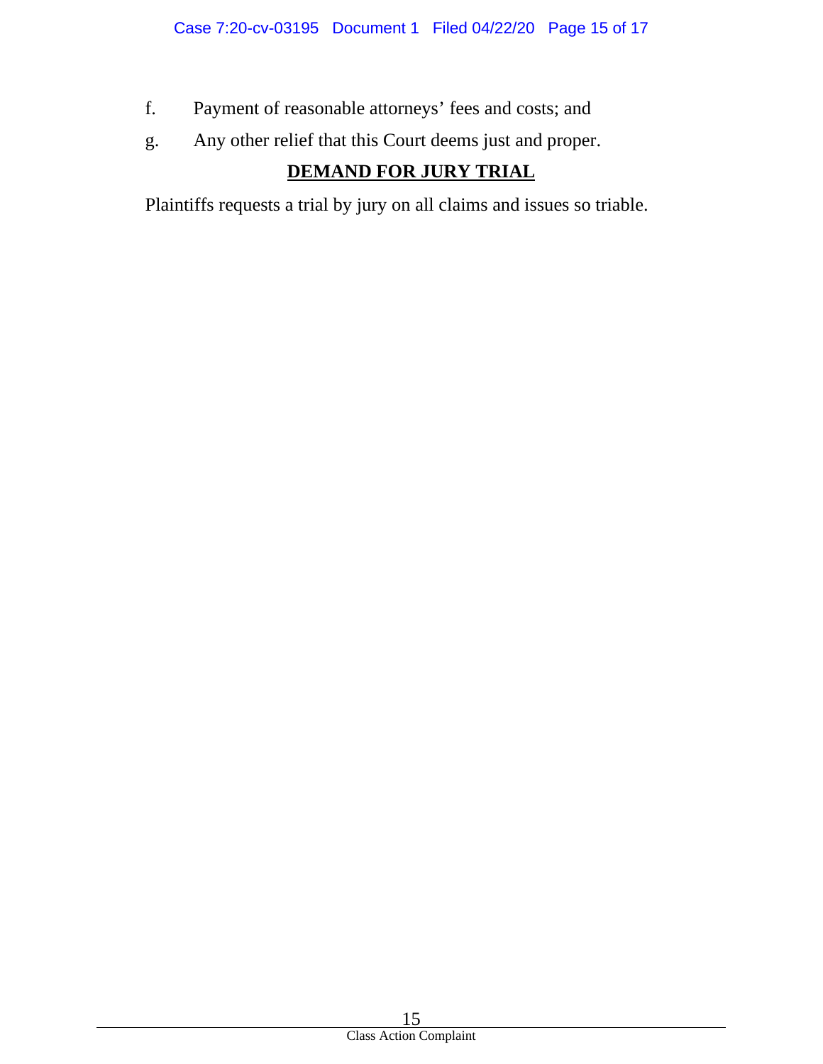f. Payment of reasonable attorneys' fees and costs; and

g. Any other relief that this Court deems just and proper.

## DEMAND FOR JURY TRIAL

Plaintiffs requests a trial by jury on all claims and issues so triable.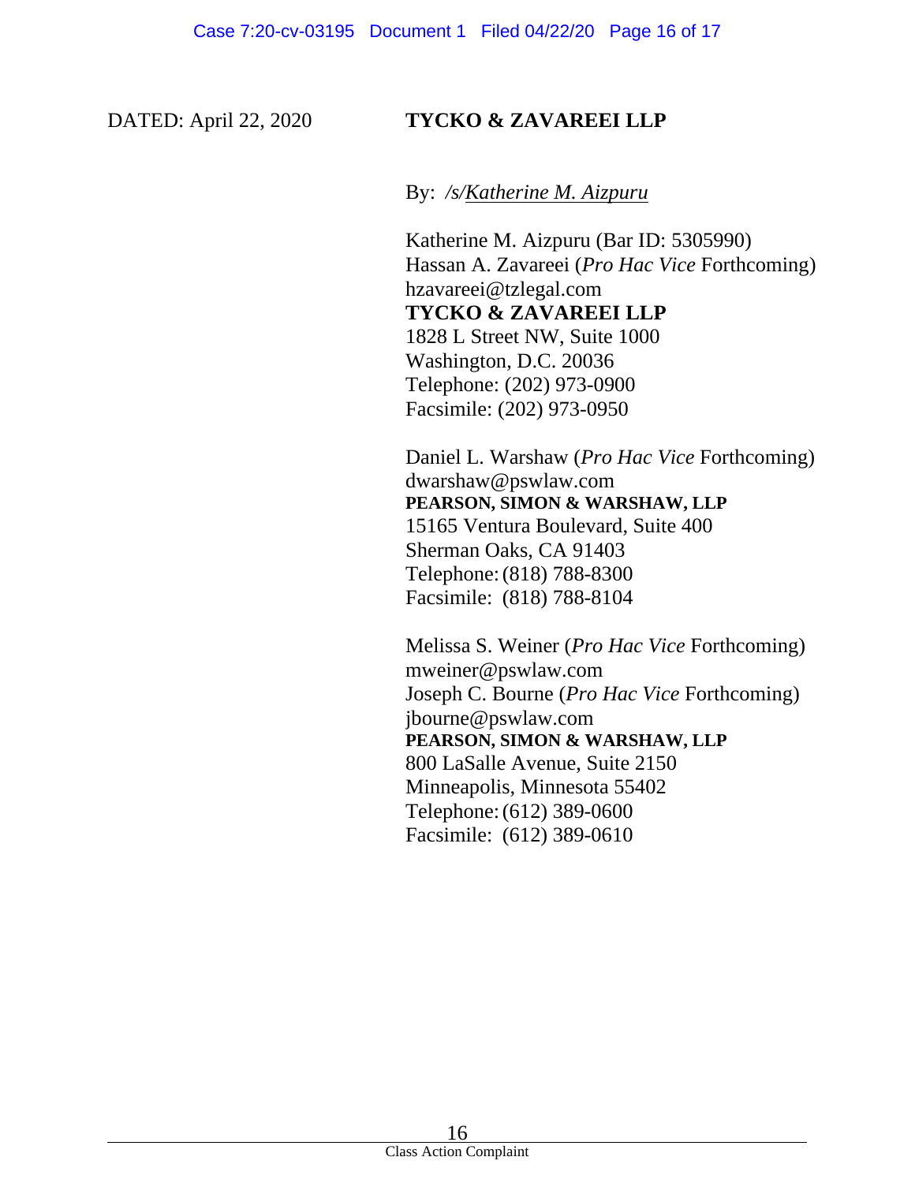DATED: April 22, 2020

**TYCKO & ZAVAREEI LLP**

By: */s/Katherine M. Aizpuru*

Katherine M. Aizpuru (Bar ID: 5305990)
Hassan A. Zavareei (*Pro Hac Vice* Forthcoming)
hzavareei@tzlegal.com
**TYCKO & ZAVAREEI LLP**
1828 L Street NW, Suite 1000
Washington, D.C. 20036
Telephone: (202) 973-0900
Facsimile: (202) 973-0950

Daniel L. Warshaw (*Pro Hac Vice* Forthcoming)
dwarshaw@pswlaw.com
**PEARSON, SIMON & WARSHAW, LLP**
15165 Ventura Boulevard, Suite 400
Sherman Oaks, CA 91403
Telephone: (818) 788-8300
Facsimile: (818) 788-8104

Melissa S. Weiner (*Pro Hac Vice* Forthcoming)
mweiner@pswlaw.com
Joseph C. Bourne (*Pro Hac Vice* Forthcoming)
jbourne@pswlaw.com
**PEARSON, SIMON & WARSHAW, LLP**
800 LaSalle Avenue, Suite 2150
Minneapolis, Minnesota 55402
Telephone: (612) 389-0600
Facsimile: (612) 389-0610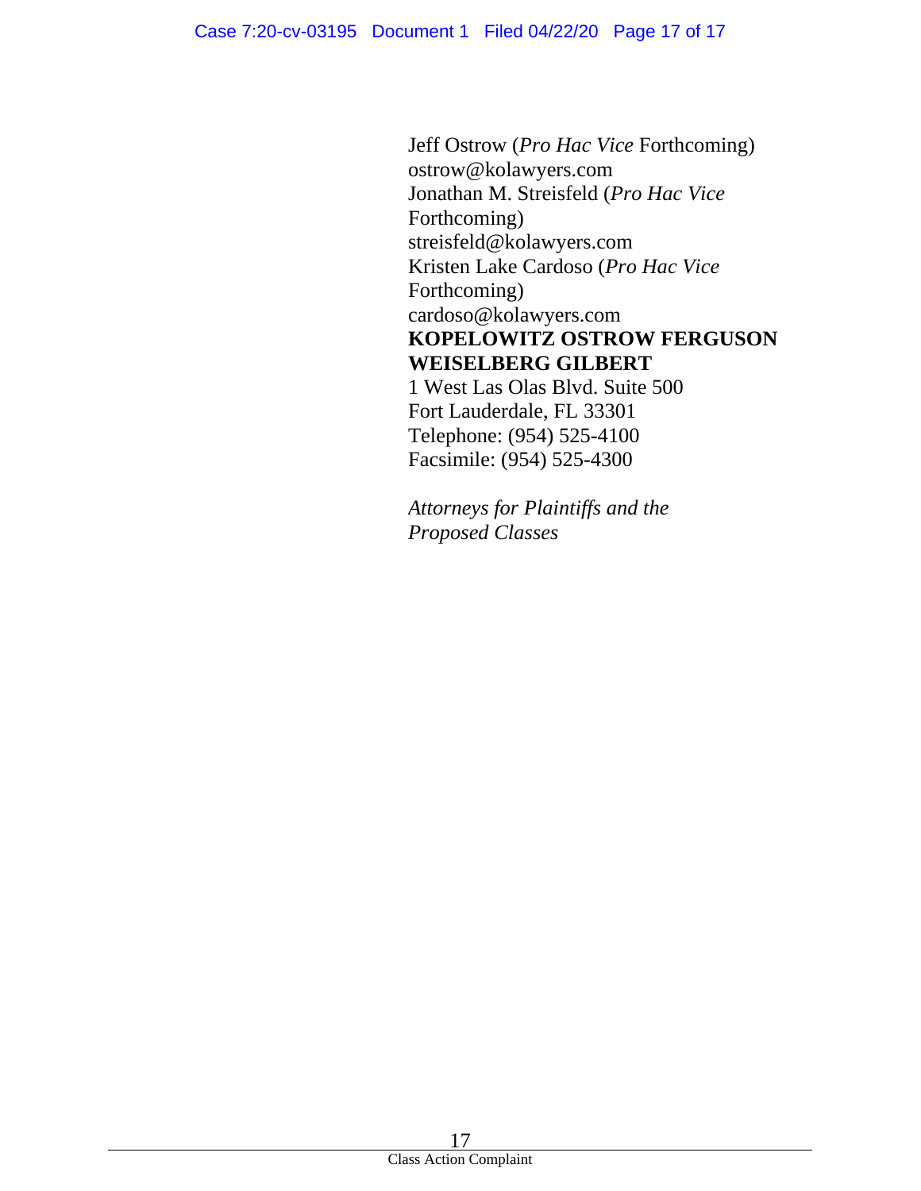Jeff Ostrow (*Pro Hac Vice* Forthcoming)
ostrow@kolawyers.com
Jonathan M. Streisfeld (*Pro Hac Vice* Forthcoming)
streisfeld@kolawyers.com
Kristen Lake Cardoso (*Pro Hac Vice* Forthcoming)
cardoso@kolawyers.com
**KOPELOWITZ OSTROW FERGUSON WEISELBERG GILBERT**
1 West Las Olas Blvd. Suite 500
Fort Lauderdale, FL 33301
Telephone: (954) 525-4100
Facsimile: (954) 525-4300

*Attorneys for Plaintiffs and the Proposed Classes*